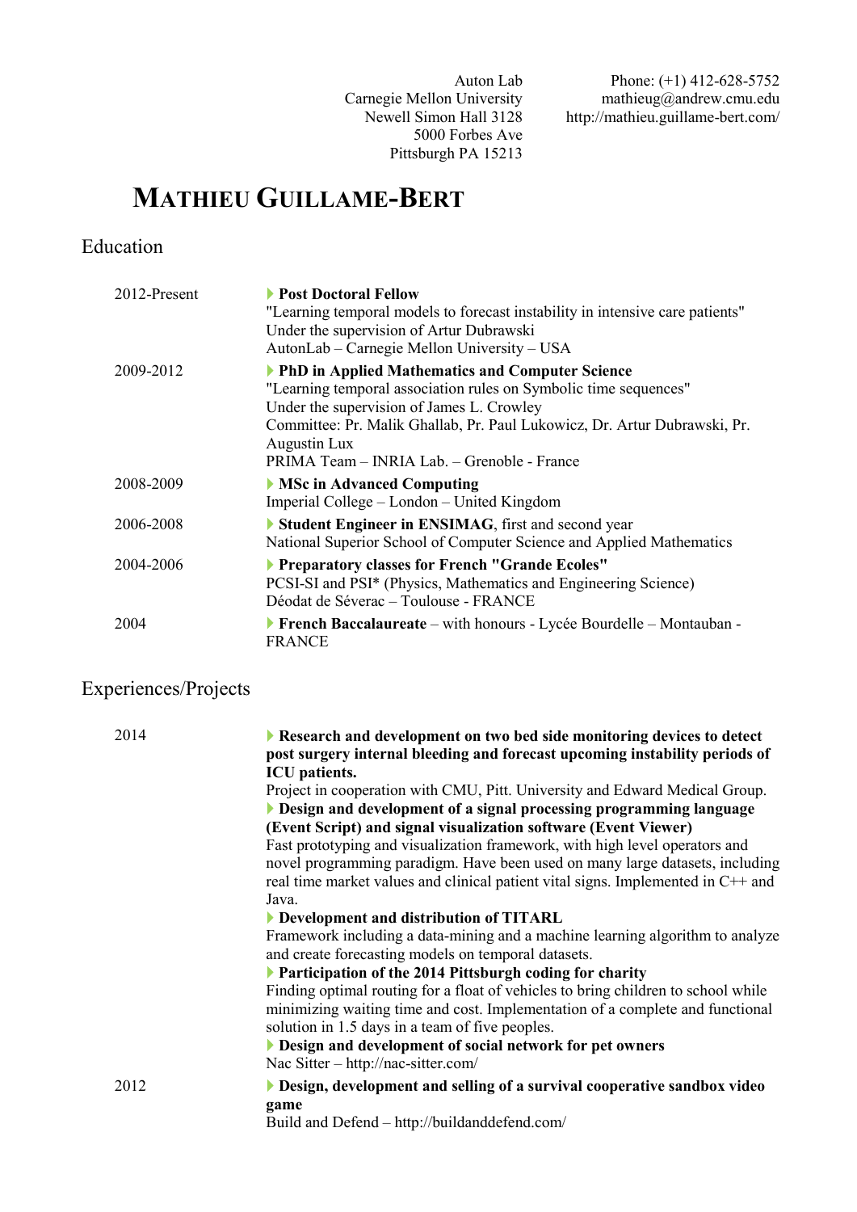Auton Lab
Carnegie Mellon University
Newell Simon Hall 3128
5000 Forbes Ave
Pittsburgh PA 15213

Phone: (+1) 412-628-5752
mathieug@andrew.cmu.edu
http://mathieu.guillame-bert.com/

# MATHIEU GUILLAME-BERT

## Education

| | |
|---|---|
| 2012-Present | **Post Doctoral Fellow**<br>"Learning temporal models to forecast instability in intensive care patients"<br>Under the supervision of Artur Dubrawski<br>AutonLab – Carnegie Mellon University – USA |
| 2009-2012 | **PhD in Applied Mathematics and Computer Science**<br>"Learning temporal association rules on Symbolic time sequences"<br>Under the supervision of James L. Crowley<br>Committee: Pr. Malik Ghallab, Pr. Paul Lukowicz, Dr. Artur Dubrawski, Pr. Augustin Lux<br>PRIMA Team – INRIA Lab. – Grenoble - France |
| 2008-2009 | **MSc in Advanced Computing**<br>Imperial College – London – United Kingdom |
| 2006-2008 | **Student Engineer in ENSIMAG**, first and second year<br>National Superior School of Computer Science and Applied Mathematics |
| 2004-2006 | **Preparatory classes for French "Grande Ecoles"**<br>PCSI-SI and PSI* (Physics, Mathematics and Engineering Science)<br>Déodat de Séverac – Toulouse - FRANCE |
| 2004 | **French Baccalaureate** – with honours - Lycée Bourdelle – Montauban - FRANCE |

## Experiences/Projects

| | |
|---|---|
| 2014 | **Research and development on two bed side monitoring devices to detect post surgery internal bleeding and forecast upcoming instability periods of ICU patients.**<br>Project in cooperation with CMU, Pitt. University and Edward Medical Group.<br>**Design and development of a signal processing programming language (Event Script) and signal visualization software (Event Viewer)**<br>Fast prototyping and visualization framework, with high level operators and novel programming paradigm. Have been used on many large datasets, including real time market values and clinical patient vital signs. Implemented in C++ and Java.<br>**Development and distribution of TITARL**<br>Framework including a data-mining and a machine learning algorithm to analyze and create forecasting models on temporal datasets.<br>**Participation of the 2014 Pittsburgh coding for charity**<br>Finding optimal routing for a float of vehicles to bring children to school while minimizing waiting time and cost. Implementation of a complete and functional solution in 1.5 days in a team of five peoples.<br>**Design and development of social network for pet owners**<br>Nac Sitter – http://nac-sitter.com/ |
| 2012 | **Design, development and selling of a survival cooperative sandbox video game**<br>Build and Defend – http://buildanddefend.com/ |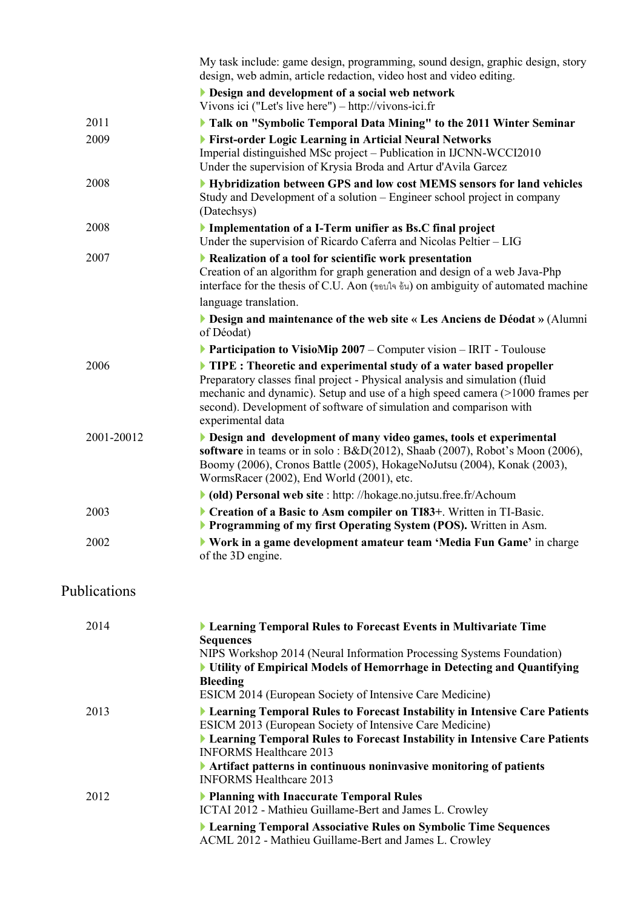| | |
|---|---|
| | My task include: game design, programming, sound design, graphic design, story design, web admin, article redaction, video host and video editing. |
| | ▸ **Design and development of a social web network** Vivons ici ("Let's live here") – http://vivons-ici.fr |
| 2011 | ▸ **Talk on "Symbolic Temporal Data Mining" to the 2011 Winter Seminar** |
| 2009 | ▸ **First-order Logic Learning in Articial Neural Networks** Imperial distinguished MSc project – Publication in IJCNN-WCCI2010 Under the supervision of Krysia Broda and Artur d'Avila Garcez |
| 2008 | ▸ **Hybridization between GPS and low cost MEMS sensors for land vehicles** Study and Development of a solution – Engineer school project in company (Datechsys) |
| 2008 | ▸ **Implementation of a I-Term unifier as Bs.C final project** Under the supervision of Ricardo Caferra and Nicolas Peltier – LIG |
| 2007 | ▸ **Realization of a tool for scientific work presentation** Creation of an algorithm for graph generation and design of a web Java-Php interface for the thesis of C.U. Aon (ขอบใจ อ้น) on ambiguity of automated machine language translation. |
| | ▸ **Design and maintenance of the web site « Les Anciens de Déodat »** (Alumni of Déodat) |
| | ▸ **Participation to VisioMip 2007** – Computer vision – IRIT - Toulouse |
| 2006 | ▸ **TIPE : Theoretic and experimental study of a water based propeller** Preparatory classes final project - Physical analysis and simulation (fluid mechanic and dynamic). Setup and use of a high speed camera (>1000 frames per second). Development of software of simulation and comparison with experimental data |
| 2001-20012 | ▸ **Design and development of many video games, tools et experimental software** in teams or in solo : B&D(2012), Shaab (2007), Robot's Moon (2006), Boomy (2006), Cronos Battle (2005), HokageNoJutsu (2004), Konak (2003), WormsRacer (2002), End World (2001), etc. |
| | ▸ **(old) Personal web site** : http: //hokage.no.jutsu.free.fr/Achoum |
| 2003 | ▸ **Creation of a Basic to Asm compiler on TI83+**. Written in TI-Basic. ▸ **Programming of my first Operating System (POS).** Written in Asm. |
| 2002 | ▸ **Work in a game development amateur team 'Media Fun Game'** in charge of the 3D engine. |

## Publications

| | |
|---|---|
| 2014 | ▸ **Learning Temporal Rules to Forecast Events in Multivariate Time Sequences** NIPS Workshop 2014 (Neural Information Processing Systems Foundation) ▸ **Utility of Empirical Models of Hemorrhage in Detecting and Quantifying Bleeding** ESICM 2014 (European Society of Intensive Care Medicine) |
| 2013 | ▸ **Learning Temporal Rules to Forecast Instability in Intensive Care Patients** ESICM 2013 (European Society of Intensive Care Medicine) ▸ **Learning Temporal Rules to Forecast Instability in Intensive Care Patients** INFORMS Healthcare 2013 ▸ **Artifact patterns in continuous noninvasive monitoring of patients** INFORMS Healthcare 2013 |
| 2012 | ▸ **Planning with Inaccurate Temporal Rules** ICTAI 2012 - Mathieu Guillame-Bert and James L. Crowley ▸ **Learning Temporal Associative Rules on Symbolic Time Sequences** ACML 2012 - Mathieu Guillame-Bert and James L. Crowley |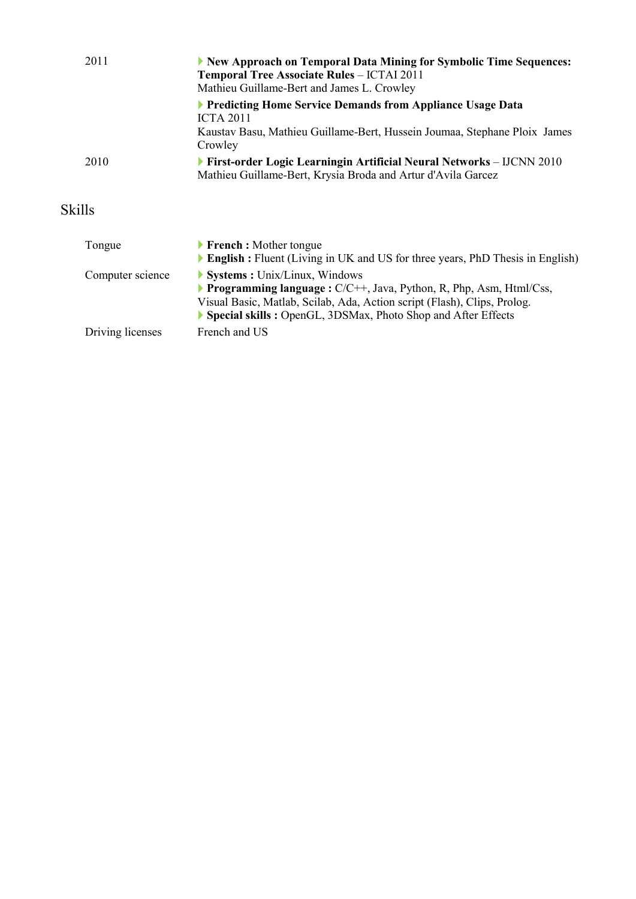2011

- **New Approach on Temporal Data Mining for Symbolic Time Sequences: Temporal Tree Associate Rules** – ICTAI 2011
  Mathieu Guillame-Bert and James L. Crowley
- **Predicting Home Service Demands from Appliance Usage Data**
  ICTA 2011
  Kaustav Basu, Mathieu Guillame-Bert, Hussein Joumaa, Stephane Ploix James Crowley

2010

- **First-order Logic Learningin Artificial Neural Networks** – IJCNN 2010
  Mathieu Guillame-Bert, Krysia Broda and Artur d'Avila Garcez

## Skills

Tongue

- **French :** Mother tongue
- **English :** Fluent (Living in UK and US for three years, PhD Thesis in English)

Computer science

- **Systems :** Unix/Linux, Windows
- **Programming language :** C/C++, Java, Python, R, Php, Asm, Html/Css, Visual Basic, Matlab, Scilab, Ada, Action script (Flash), Clips, Prolog.
- **Special skills :** OpenGL, 3DSMax, Photo Shop and After Effects

Driving licenses

French and US